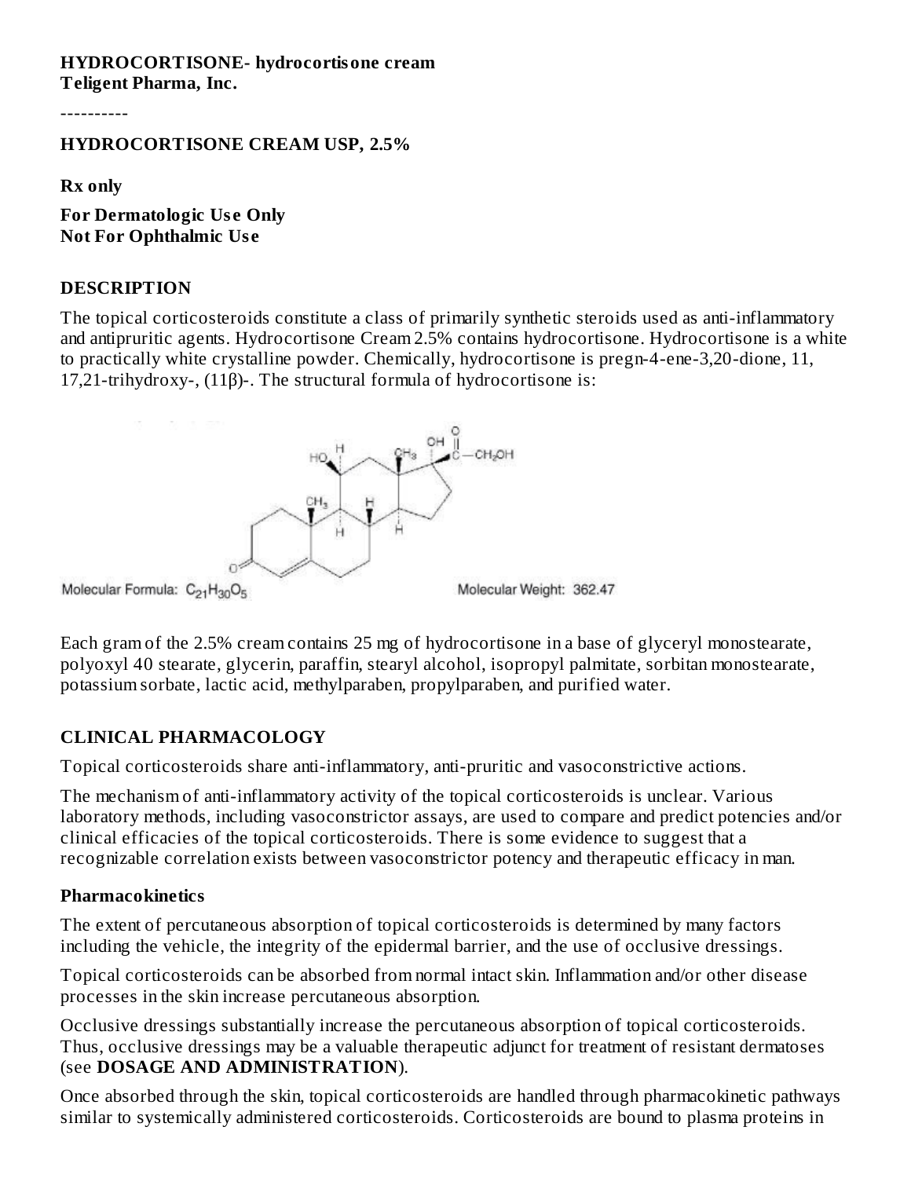**HYDROCORTISONE- hydrocortisone cream**
**Teligent Pharma, Inc.**

----------

**HYDROCORTISONE CREAM USP, 2.5%**

**Rx only**

**For Dermatologic Use Only**
**Not For Ophthalmic Use**

## DESCRIPTION

The topical corticosteroids constitute a class of primarily synthetic steroids used as anti-inflammatory and antipruritic agents. Hydrocortisone Cream 2.5% contains hydrocortisone. Hydrocortisone is a white to practically white crystalline powder. Chemically, hydrocortisone is pregn-4-ene-3,20-dione, 11, 17,21-trihydroxy-, (11β)-. The structural formula of hydrocortisone is:

Molecular Formula: $C_{21}H_{30}O_5$

Molecular Weight: 362.47

Each gram of the 2.5% cream contains 25 mg of hydrocortisone in a base of glyceryl monostearate, polyoxyl 40 stearate, glycerin, paraffin, stearyl alcohol, isopropyl palmitate, sorbitan monostearate, potassium sorbate, lactic acid, methylparaben, propylparaben, and purified water.

## CLINICAL PHARMACOLOGY

Topical corticosteroids share anti-inflammatory, anti-pruritic and vasoconstrictive actions.

The mechanism of anti-inflammatory activity of the topical corticosteroids is unclear. Various laboratory methods, including vasoconstrictor assays, are used to compare and predict potencies and/or clinical efficacies of the topical corticosteroids. There is some evidence to suggest that a recognizable correlation exists between vasoconstrictor potency and therapeutic efficacy in man.

### Pharmacokinetics

The extent of percutaneous absorption of topical corticosteroids is determined by many factors including the vehicle, the integrity of the epidermal barrier, and the use of occlusive dressings.

Topical corticosteroids can be absorbed from normal intact skin. Inflammation and/or other disease processes in the skin increase percutaneous absorption.

Occlusive dressings substantially increase the percutaneous absorption of topical corticosteroids. Thus, occlusive dressings may be a valuable therapeutic adjunct for treatment of resistant dermatoses (see **DOSAGE AND ADMINISTRATION**).

Once absorbed through the skin, topical corticosteroids are handled through pharmacokinetic pathways similar to systemically administered corticosteroids. Corticosteroids are bound to plasma proteins in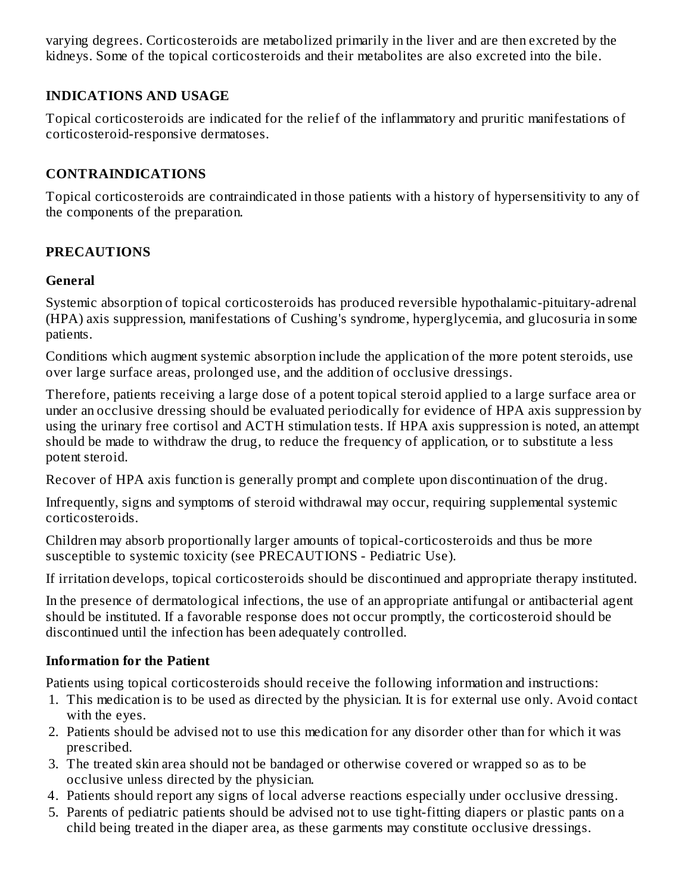varying degrees. Corticosteroids are metabolized primarily in the liver and are then excreted by the kidneys. Some of the topical corticosteroids and their metabolites are also excreted into the bile.

## INDICATIONS AND USAGE

Topical corticosteroids are indicated for the relief of the inflammatory and pruritic manifestations of corticosteroid-responsive dermatoses.

## CONTRAINDICATIONS

Topical corticosteroids are contraindicated in those patients with a history of hypersensitivity to any of the components of the preparation.

## PRECAUTIONS

### General

Systemic absorption of topical corticosteroids has produced reversible hypothalamic-pituitary-adrenal (HPA) axis suppression, manifestations of Cushing's syndrome, hyperglycemia, and glucosuria in some patients.

Conditions which augment systemic absorption include the application of the more potent steroids, use over large surface areas, prolonged use, and the addition of occlusive dressings.

Therefore, patients receiving a large dose of a potent topical steroid applied to a large surface area or under an occlusive dressing should be evaluated periodically for evidence of HPA axis suppression by using the urinary free cortisol and ACTH stimulation tests. If HPA axis suppression is noted, an attempt should be made to withdraw the drug, to reduce the frequency of application, or to substitute a less potent steroid.

Recover of HPA axis function is generally prompt and complete upon discontinuation of the drug.

Infrequently, signs and symptoms of steroid withdrawal may occur, requiring supplemental systemic corticosteroids.

Children may absorb proportionally larger amounts of topical-corticosteroids and thus be more susceptible to systemic toxicity (see PRECAUTIONS - Pediatric Use).

If irritation develops, topical corticosteroids should be discontinued and appropriate therapy instituted.

In the presence of dermatological infections, the use of an appropriate antifungal or antibacterial agent should be instituted. If a favorable response does not occur promptly, the corticosteroid should be discontinued until the infection has been adequately controlled.

### Information for the Patient

Patients using topical corticosteroids should receive the following information and instructions:

1. This medication is to be used as directed by the physician. It is for external use only. Avoid contact with the eyes.
2. Patients should be advised not to use this medication for any disorder other than for which it was prescribed.
3. The treated skin area should not be bandaged or otherwise covered or wrapped so as to be occlusive unless directed by the physician.
4. Patients should report any signs of local adverse reactions especially under occlusive dressing.
5. Parents of pediatric patients should be advised not to use tight-fitting diapers or plastic pants on a child being treated in the diaper area, as these garments may constitute occlusive dressings.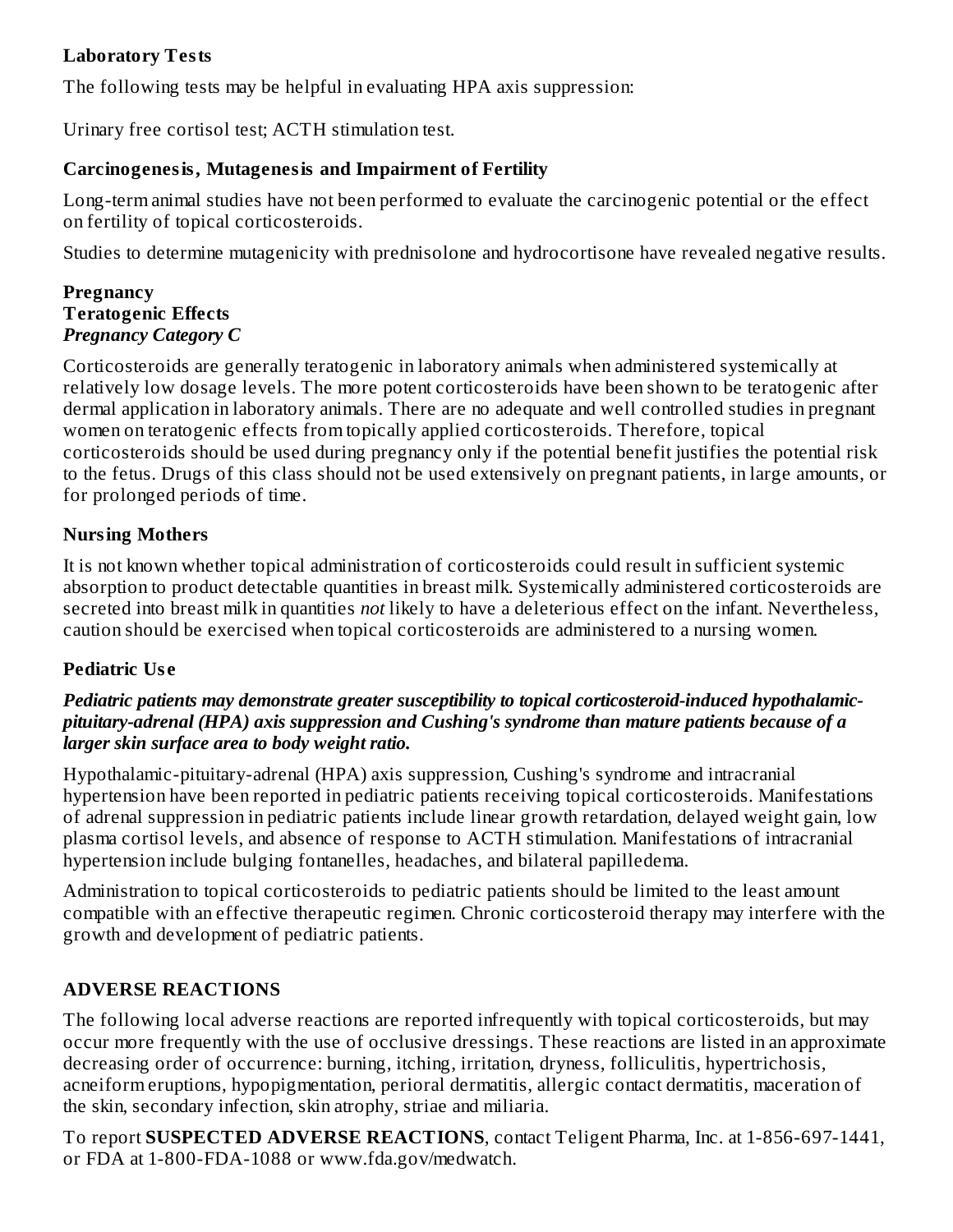### Laboratory Tests

The following tests may be helpful in evaluating HPA axis suppression:

Urinary free cortisol test; ACTH stimulation test.

### Carcinogenesis, Mutagenesis and Impairment of Fertility

Long-term animal studies have not been performed to evaluate the carcinogenic potential or the effect on fertility of topical corticosteroids.

Studies to determine mutagenicity with prednisolone and hydrocortisone have revealed negative results.

### Pregnancy

**Teratogenic Effects**

***Pregnancy Category C***

Corticosteroids are generally teratogenic in laboratory animals when administered systemically at relatively low dosage levels. The more potent corticosteroids have been shown to be teratogenic after dermal application in laboratory animals. There are no adequate and well controlled studies in pregnant women on teratogenic effects from topically applied corticosteroids. Therefore, topical corticosteroids should be used during pregnancy only if the potential benefit justifies the potential risk to the fetus. Drugs of this class should not be used extensively on pregnant patients, in large amounts, or for prolonged periods of time.

### Nursing Mothers

It is not known whether topical administration of corticosteroids could result in sufficient systemic absorption to product detectable quantities in breast milk. Systemically administered corticosteroids are secreted into breast milk in quantities *not* likely to have a deleterious effect on the infant. Nevertheless, caution should be exercised when topical corticosteroids are administered to a nursing women.

### Pediatric Use

***Pediatric patients may demonstrate greater susceptibility to topical corticosteroid-induced hypothalamic-pituitary-adrenal (HPA) axis suppression and Cushing's syndrome than mature patients because of a larger skin surface area to body weight ratio.***

Hypothalamic-pituitary-adrenal (HPA) axis suppression, Cushing's syndrome and intracranial hypertension have been reported in pediatric patients receiving topical corticosteroids. Manifestations of adrenal suppression in pediatric patients include linear growth retardation, delayed weight gain, low plasma cortisol levels, and absence of response to ACTH stimulation. Manifestations of intracranial hypertension include bulging fontanelles, headaches, and bilateral papilledema.

Administration to topical corticosteroids to pediatric patients should be limited to the least amount compatible with an effective therapeutic regimen. Chronic corticosteroid therapy may interfere with the growth and development of pediatric patients.

## ADVERSE REACTIONS

The following local adverse reactions are reported infrequently with topical corticosteroids, but may occur more frequently with the use of occlusive dressings. These reactions are listed in an approximate decreasing order of occurrence: burning, itching, irritation, dryness, folliculitis, hypertrichosis, acneiform eruptions, hypopigmentation, perioral dermatitis, allergic contact dermatitis, maceration of the skin, secondary infection, skin atrophy, striae and miliaria.

To report **SUSPECTED ADVERSE REACTIONS**, contact Teligent Pharma, Inc. at 1-856-697-1441, or FDA at 1-800-FDA-1088 or www.fda.gov/medwatch.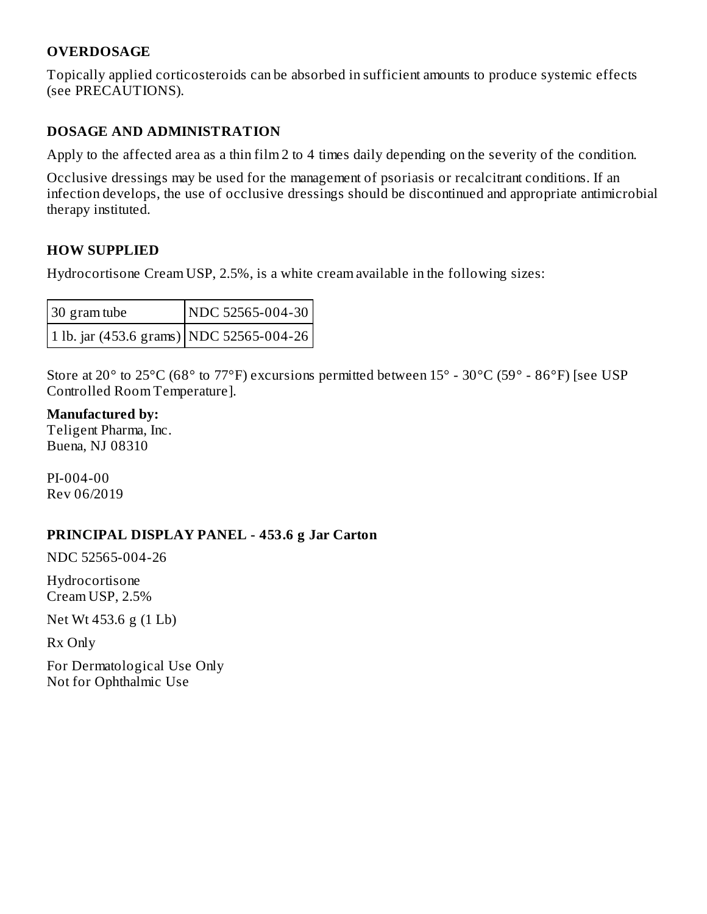## OVERDOSAGE

Topically applied corticosteroids can be absorbed in sufficient amounts to produce systemic effects (see PRECAUTIONS).

## DOSAGE AND ADMINISTRATION

Apply to the affected area as a thin film 2 to 4 times daily depending on the severity of the condition.

Occlusive dressings may be used for the management of psoriasis or recalcitrant conditions. If an infection develops, the use of occlusive dressings should be discontinued and appropriate antimicrobial therapy instituted.

## HOW SUPPLIED

Hydrocortisone Cream USP, 2.5%, is a white cream available in the following sizes:

| | |
|---|---|
| 30 gram tube | NDC 52565-004-30 |
| 1 lb. jar (453.6 grams) | NDC 52565-004-26 |

Store at 20° to 25°C (68° to 77°F) excursions permitted between 15° - 30°C (59° - 86°F) [see USP Controlled Room Temperature].

**Manufactured by:**
Teligent Pharma, Inc.
Buena, NJ 08310

PI-004-00
Rev 06/2019

## PRINCIPAL DISPLAY PANEL - 453.6 g Jar Carton

NDC 52565-004-26

Hydrocortisone
Cream USP, 2.5%

Net Wt 453.6 g (1 Lb)

Rx Only

For Dermatological Use Only
Not for Ophthalmic Use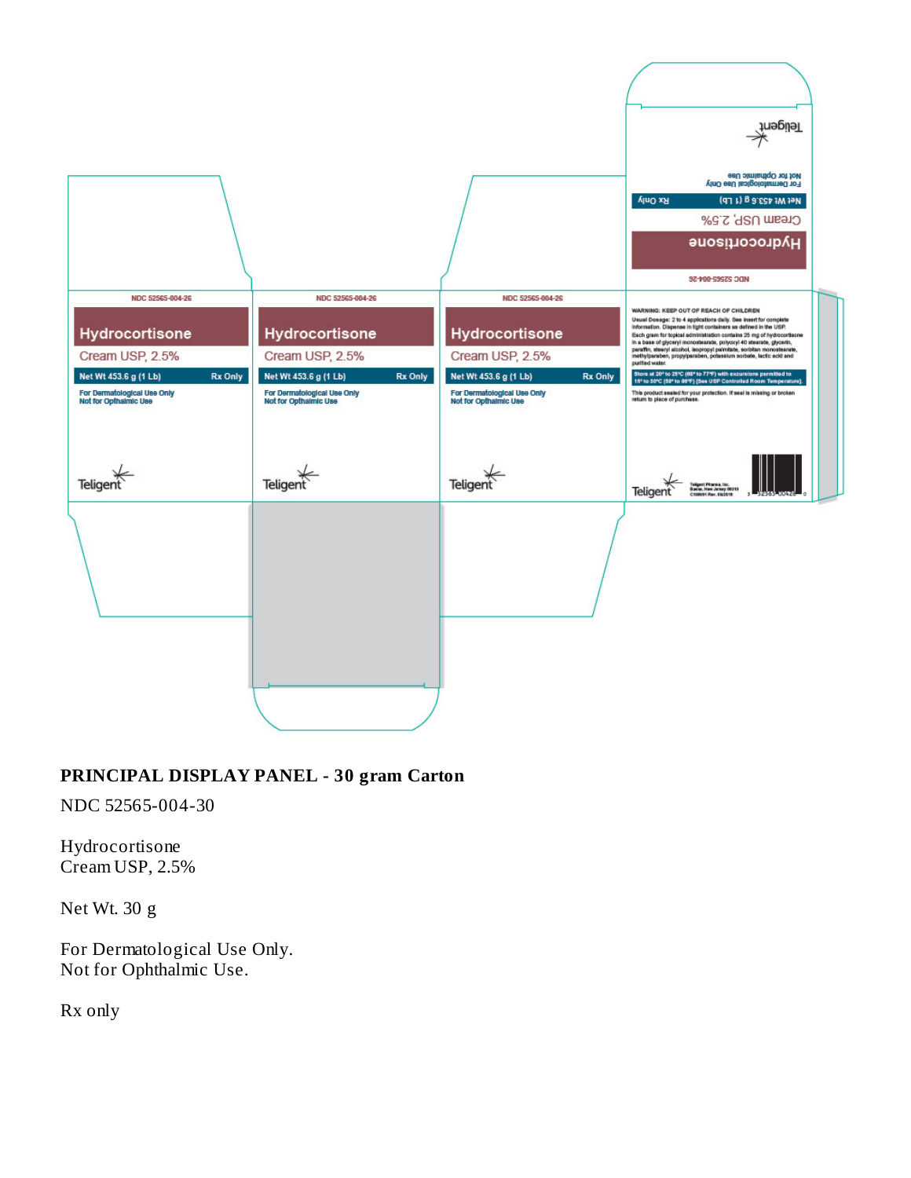NDC 52565-004-26

Hydrocortisone

Cream USP, 2.5%

Net Wt 453.6 g (1 Lb) Rx Only

For Dermatological Use Only
Not for Opthalmic Use

Teligent

WARNING: KEEP OUT OF REACH OF CHILDREN

Usual Dosage: 2 to 4 applications daily. See insert for complete information. Dispense in tight containers as defined in the USP. Each gram for topical administration contains 25 mg of hydrocortisone in a base of glyceryl monostearate, polyoxyl 40 stearate, glycerin, paraffin, stearyl alcohol, isopropyl palmitate, sorbitan monostearate, methylparaben, propylparaben, potassium sorbate, lactic acid and purified water.

Store at 20° to 25°C (68° to 77°F) with excursions permitted to 15° to 30°C (59° to 86°F) [See USP Controlled Room Temperature].

This product sealed for your protection. If seal is missing or broken return to place of purchase.

Teligent Pharma, Inc.
Buena, New Jersey 08310

**PRINCIPAL DISPLAY PANEL - 30 gram Carton**

NDC 52565-004-30

Hydrocortisone
Cream USP, 2.5%

Net Wt. 30 g

For Dermatological Use Only.
Not for Ophthalmic Use.

Rx only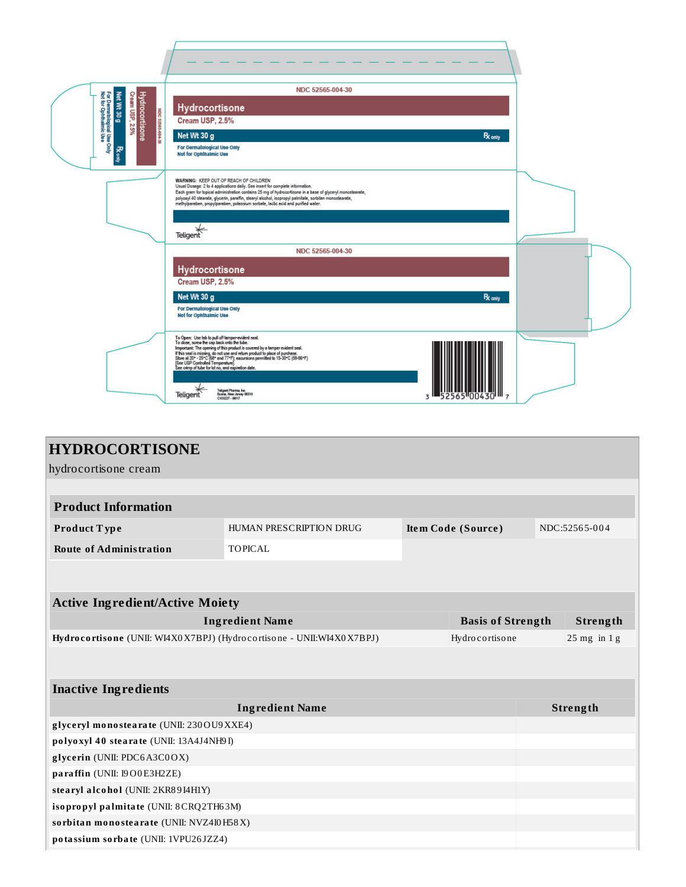NDC 52565-004-30

**Hydrocortisone**

Cream USP, 2.5%

Net Wt 30 g

℞ only

For Dermatological Use Only

Not for Ophthalmic Use

WARNING: KEEP OUT OF REACH OF CHILDREN

Usual Dosage: 2 to 4 applications daily. See insert for complete information.

Each gram for topical administration contains 25 mg of hydrocortisone in a base of glyceryl monostearate, polyoxyl 40 stearate, glycerin, paraffin, stearyl alcohol, isopropyl palmitate, sorbitan monostearate, methylparaben, propylparaben, potassium sorbate, lactic acid and purified water.

Teligent

NDC 52565-004-30

**Hydrocortisone**

Cream USP, 2.5%

Net Wt 30 g

℞ only

For Dermatological Use Only

Not for Ophthalmic Use

To Open: Use tab to pull off tamper-evident seal.

To close, screw the cap back onto the tube.

Important: The opening of this product is covered by a tamper evident seal.

If this seal is missing, do not use and return product to place of purchase.

Store at 20° - 25°C (68° and 77°F); excursions permitted to 15-30°C (59-86°F)

[See USP Controlled Temperature].

See crimp of tube for lot no. and expiration date.

Teligent

Teligent Pharma, Inc.

Buena, New Jersey 08310

C103227 - 0617

3 52565 00430 7

# HYDROCORTISONE

hydrocortisone cream

| Product Information | | | |
|---|---|---|---|
| **Product Type** | HUMAN PRESCRIPTION DRUG | **Item Code (Source)** | NDC:52565-004 |
| **Route of Administration** | TOPICAL | | |

| Active Ingredient/Active Moiety | | |
|---|---|---|
| **Ingredient Name** | **Basis of Strength** | **Strength** |
| **Hydrocortisone** (UNII: WI4X0X7BPJ) (Hydrocortisone - UNII:WI4X0X7BPJ) | Hydrocortisone | 25 mg in 1 g |

| Inactive Ingredients | |
|---|---|
| **Ingredient Name** | **Strength** |
| **glyceryl monostearate** (UNII: 230OU9XXE4) | |
| **polyoxyl 40 stearate** (UNII: 13A4J4NH9I) | |
| **glycerin** (UNII: PDC6A3C0OX) | |
| **paraffin** (UNII: I9O0E3H2ZE) | |
| **stearyl alcohol** (UNII: 2KR89I4H1Y) | |
| **isopropyl palmitate** (UNII: 8CRQ2TH63M) | |
| **sorbitan monostearate** (UNII: NVZ4I0H58X) | |
| **potassium sorbate** (UNII: 1VPU26JZZ4) | |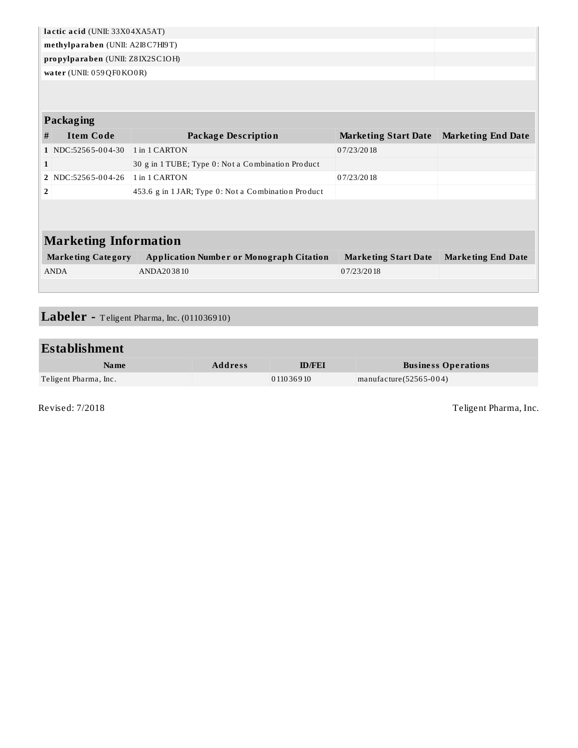| | |
|---|---|
| **lactic acid** (UNII: 33X04XA5AT) | |
| **methylparaben** (UNII: A2I8C7HI9T) | |
| **propylparaben** (UNII: Z8IX2SC1OH) | |
| **water** (UNII: 059QF0KO0R) | |

## Packaging

| # | Item Code | Package Description | Marketing Start Date | Marketing End Date |
|---|---|---|---|---|
| 1 | NDC:52565-004-30 | 1 in 1 CARTON | 07/23/2018 | |
| 1 | | 30 g in 1 TUBE; Type 0: Not a Combination Product | | |
| 2 | NDC:52565-004-26 | 1 in 1 CARTON | 07/23/2018 | |
| 2 | | 453.6 g in 1 JAR; Type 0: Not a Combination Product | | |

## Marketing Information

| Marketing Category | Application Number or Monograph Citation | Marketing Start Date | Marketing End Date |
|---|---|---|---|
| ANDA | ANDA203810 | 07/23/2018 | |

## Labeler - Teligent Pharma, Inc. (011036910)

## Establishment

| Name | Address | ID/FEI | Business Operations |
|---|---|---|---|
| Teligent Pharma, Inc. | | 011036910 | manufacture(52565-004) |

Revised: 7/2018

Teligent Pharma, Inc.